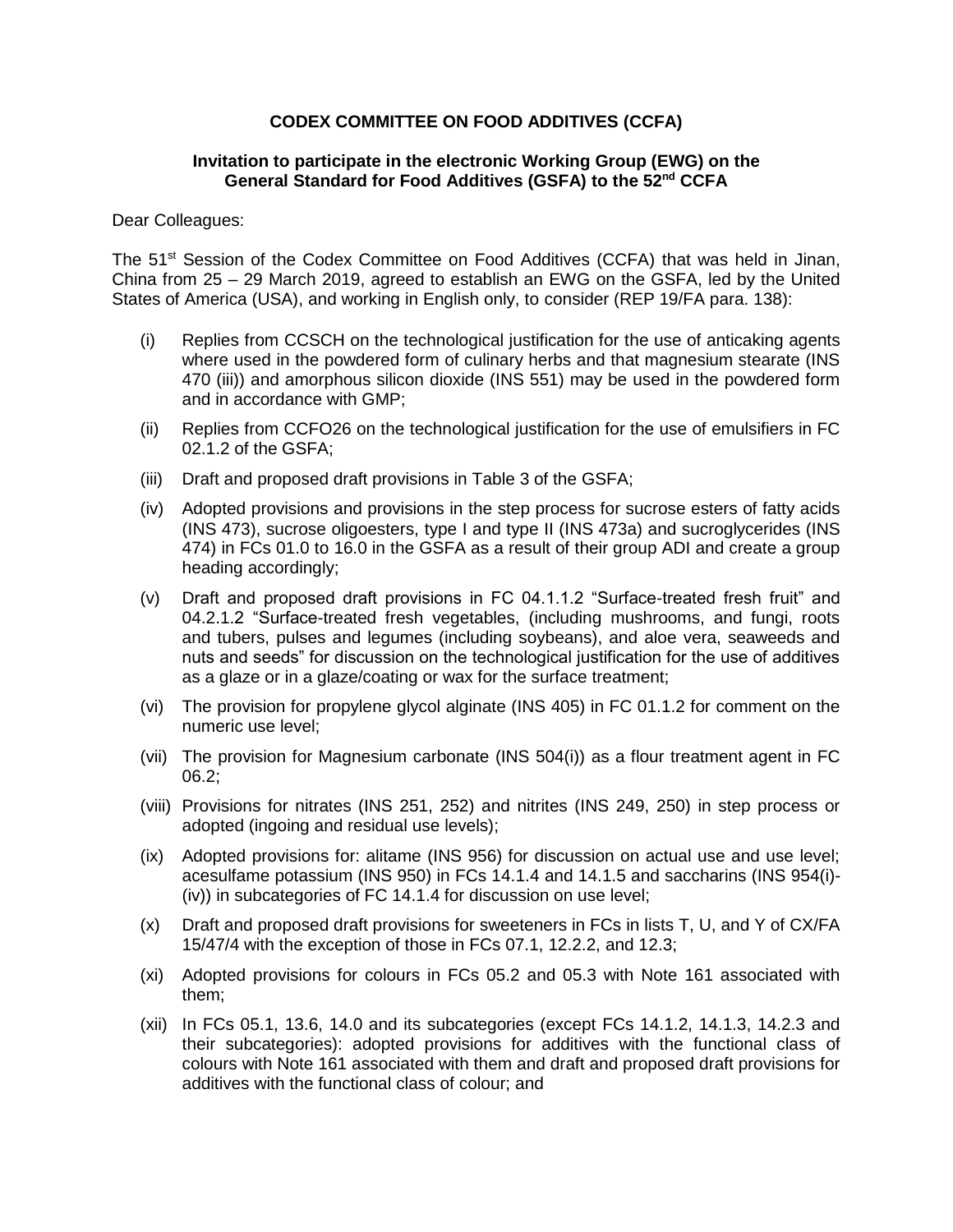**CODEX COMMITTEE ON FOOD ADDITIVES (CCFA)**

**Invitation to participate in the electronic Working Group (EWG) on the General Standard for Food Additives (GSFA) to the 52nd CCFA**

Dear Colleagues:

The 51st Session of the Codex Committee on Food Additives (CCFA) that was held in Jinan, China from 25 – 29 March 2019, agreed to establish an EWG on the GSFA, led by the United States of America (USA), and working in English only, to consider (REP 19/FA para. 138):

(i) Replies from CCSCH on the technological justification for the use of anticaking agents where used in the powdered form of culinary herbs and that magnesium stearate (INS 470 (iii)) and amorphous silicon dioxide (INS 551) may be used in the powdered form and in accordance with GMP;

(ii) Replies from CCFO26 on the technological justification for the use of emulsifiers in FC 02.1.2 of the GSFA;

(iii) Draft and proposed draft provisions in Table 3 of the GSFA;

(iv) Adopted provisions and provisions in the step process for sucrose esters of fatty acids (INS 473), sucrose oligoesters, type I and type II (INS 473a) and sucroglycerides (INS 474) in FCs 01.0 to 16.0 in the GSFA as a result of their group ADI and create a group heading accordingly;

(v) Draft and proposed draft provisions in FC 04.1.1.2 "Surface-treated fresh fruit" and 04.2.1.2 "Surface-treated fresh vegetables, (including mushrooms, and fungi, roots and tubers, pulses and legumes (including soybeans), and aloe vera, seaweeds and nuts and seeds" for discussion on the technological justification for the use of additives as a glaze or in a glaze/coating or wax for the surface treatment;

(vi) The provision for propylene glycol alginate (INS 405) in FC 01.1.2 for comment on the numeric use level;

(vii) The provision for Magnesium carbonate (INS 504(i)) as a flour treatment agent in FC 06.2;

(viii) Provisions for nitrates (INS 251, 252) and nitrites (INS 249, 250) in step process or adopted (ingoing and residual use levels);

(ix) Adopted provisions for: alitame (INS 956) for discussion on actual use and use level; acesulfame potassium (INS 950) in FCs 14.1.4 and 14.1.5 and saccharins (INS 954(i)-(iv)) in subcategories of FC 14.1.4 for discussion on use level;

(x) Draft and proposed draft provisions for sweeteners in FCs in lists T, U, and Y of CX/FA 15/47/4 with the exception of those in FCs 07.1, 12.2.2, and 12.3;

(xi) Adopted provisions for colours in FCs 05.2 and 05.3 with Note 161 associated with them;

(xii) In FCs 05.1, 13.6, 14.0 and its subcategories (except FCs 14.1.2, 14.1.3, 14.2.3 and their subcategories): adopted provisions for additives with the functional class of colours with Note 161 associated with them and draft and proposed draft provisions for additives with the functional class of colour; and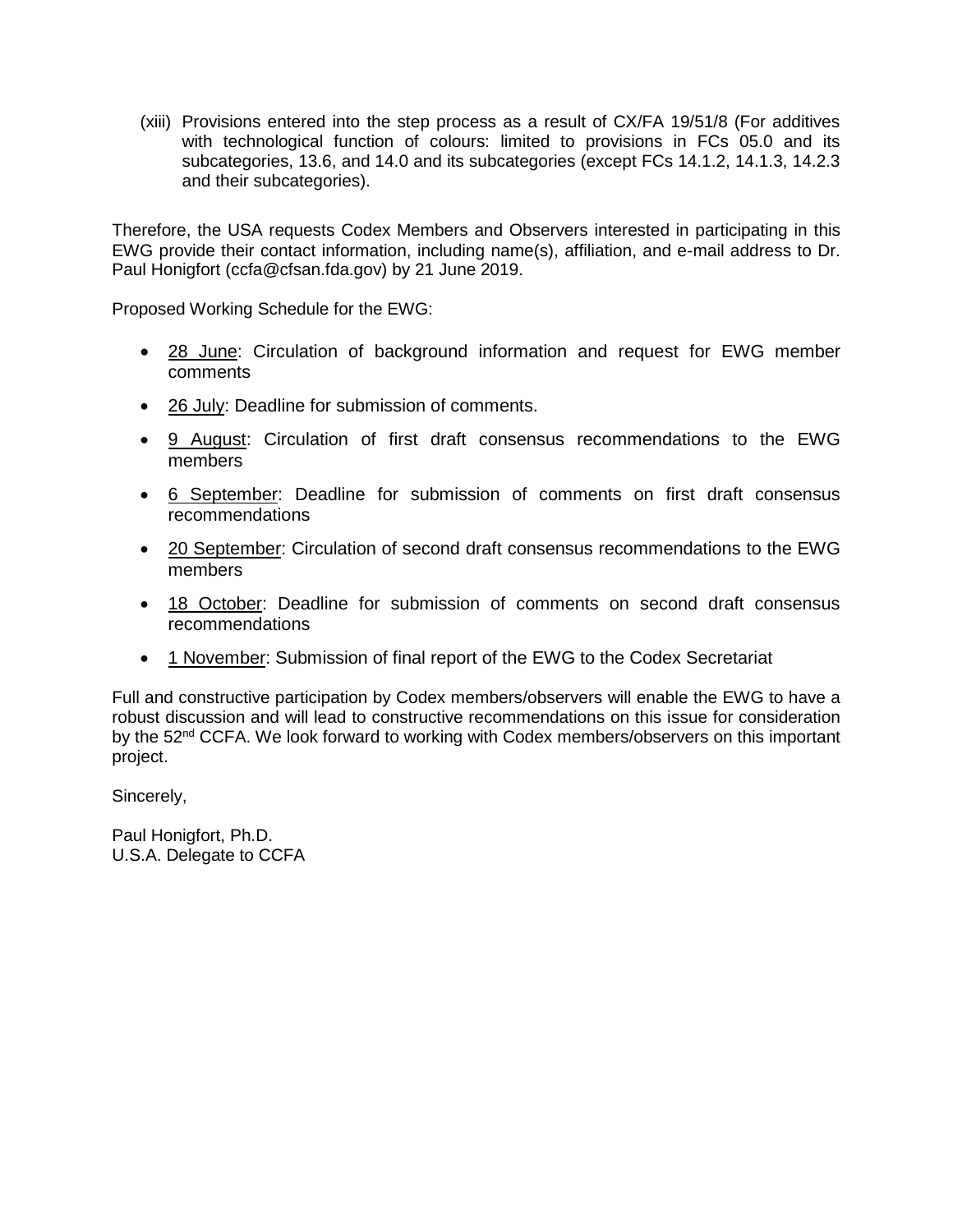(xiii) Provisions entered into the step process as a result of CX/FA 19/51/8 (For additives with technological function of colours: limited to provisions in FCs 05.0 and its subcategories, 13.6, and 14.0 and its subcategories (except FCs 14.1.2, 14.1.3, 14.2.3 and their subcategories).

Therefore, the USA requests Codex Members and Observers interested in participating in this EWG provide their contact information, including name(s), affiliation, and e-mail address to Dr. Paul Honigfort (ccfa@cfsan.fda.gov) by 21 June 2019.

Proposed Working Schedule for the EWG:

- 28 June: Circulation of background information and request for EWG member comments
- 26 July: Deadline for submission of comments.
- 9 August: Circulation of first draft consensus recommendations to the EWG members
- 6 September: Deadline for submission of comments on first draft consensus recommendations
- 20 September: Circulation of second draft consensus recommendations to the EWG members
- 18 October: Deadline for submission of comments on second draft consensus recommendations
- 1 November: Submission of final report of the EWG to the Codex Secretariat

Full and constructive participation by Codex members/observers will enable the EWG to have a robust discussion and will lead to constructive recommendations on this issue for consideration by the 52nd CCFA. We look forward to working with Codex members/observers on this important project.

Sincerely,

Paul Honigfort, Ph.D.
U.S.A. Delegate to CCFA